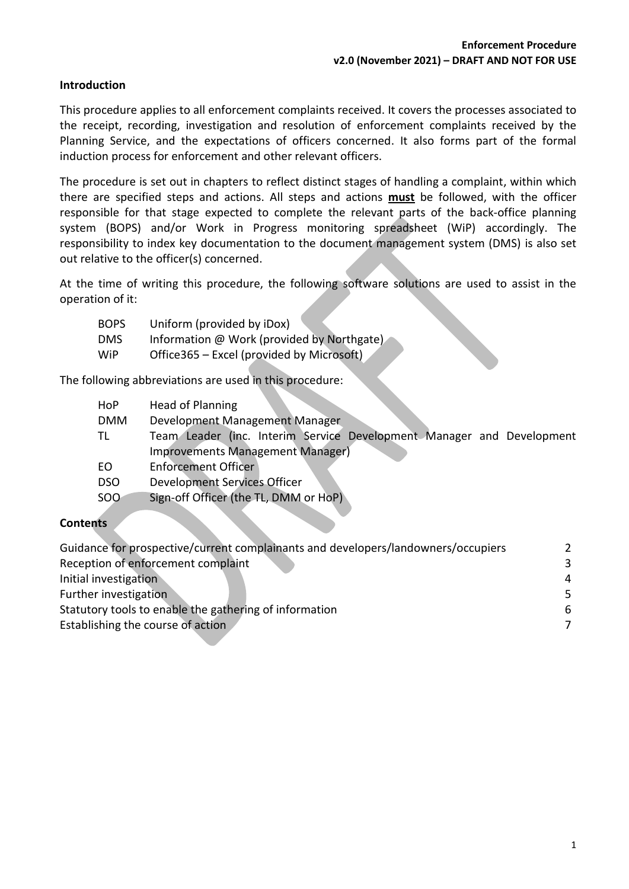**Enforcement Procedure**
**v2.0 (November 2021) – DRAFT AND NOT FOR USE**

## Introduction

This procedure applies to all enforcement complaints received. It covers the processes associated to the receipt, recording, investigation and resolution of enforcement complaints received by the Planning Service, and the expectations of officers concerned. It also forms part of the formal induction process for enforcement and other relevant officers.

The procedure is set out in chapters to reflect distinct stages of handling a complaint, within which there are specified steps and actions. All steps and actions **must** be followed, with the officer responsible for that stage expected to complete the relevant parts of the back-office planning system (BOPS) and/or Work in Progress monitoring spreadsheet (WiP) accordingly. The responsibility to index key documentation to the document management system (DMS) is also set out relative to the officer(s) concerned.

At the time of writing this procedure, the following software solutions are used to assist in the operation of it:

| | |
|---|---|
| BOPS | Uniform (provided by iDox) |
| DMS | Information @ Work (provided by Northgate) |
| WiP | Office365 – Excel (provided by Microsoft) |

The following abbreviations are used in this procedure:

| | |
|---|---|
| HoP | Head of Planning |
| DMM | Development Management Manager |
| TL | Team Leader (inc. Interim Service Development Manager and Development Improvements Management Manager) |
| EO | Enforcement Officer |
| DSO | Development Services Officer |
| SOO | Sign-off Officer (the TL, DMM or HoP) |

## Contents

| | |
|---|---|
| Guidance for prospective/current complainants and developers/landowners/occupiers | 2 |
| Reception of enforcement complaint | 3 |
| Initial investigation | 4 |
| Further investigation | 5 |
| Statutory tools to enable the gathering of information | 6 |
| Establishing the course of action | 7 |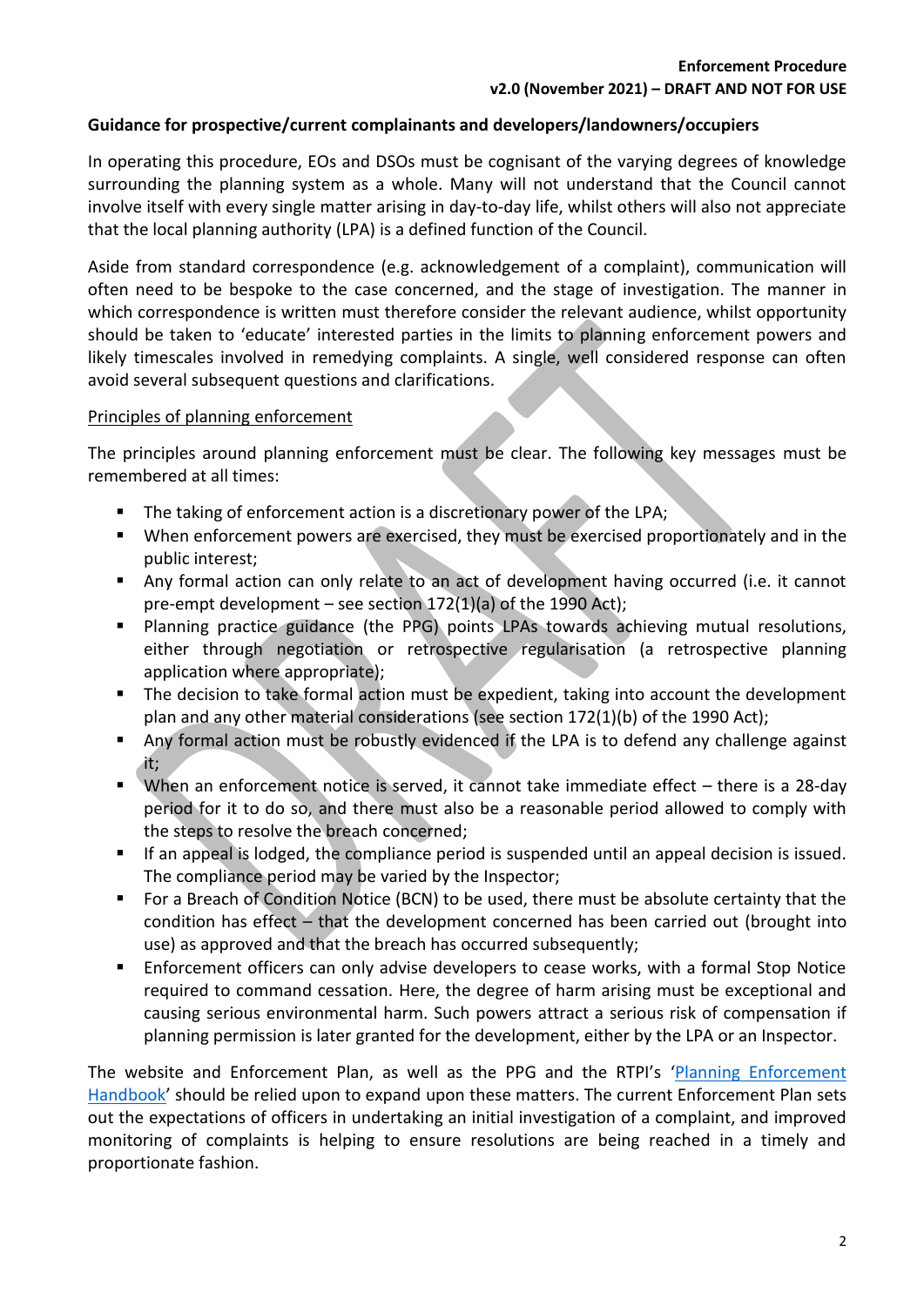### Guidance for prospective/current complainants and developers/landowners/occupiers

In operating this procedure, EOs and DSOs must be cognisant of the varying degrees of knowledge surrounding the planning system as a whole. Many will not understand that the Council cannot involve itself with every single matter arising in day-to-day life, whilst others will also not appreciate that the local planning authority (LPA) is a defined function of the Council.

Aside from standard correspondence (e.g. acknowledgement of a complaint), communication will often need to be bespoke to the case concerned, and the stage of investigation. The manner in which correspondence is written must therefore consider the relevant audience, whilst opportunity should be taken to 'educate' interested parties in the limits to planning enforcement powers and likely timescales involved in remedying complaints. A single, well considered response can often avoid several subsequent questions and clarifications.

<u>Principles of planning enforcement</u>

The principles around planning enforcement must be clear. The following key messages must be remembered at all times:

- The taking of enforcement action is a discretionary power of the LPA;
- When enforcement powers are exercised, they must be exercised proportionately and in the public interest;
- Any formal action can only relate to an act of development having occurred (i.e. it cannot pre-empt development – see section 172(1)(a) of the 1990 Act);
- Planning practice guidance (the PPG) points LPAs towards achieving mutual resolutions, either through negotiation or retrospective regularisation (a retrospective planning application where appropriate);
- The decision to take formal action must be expedient, taking into account the development plan and any other material considerations (see section 172(1)(b) of the 1990 Act);
- Any formal action must be robustly evidenced if the LPA is to defend any challenge against it;
- When an enforcement notice is served, it cannot take immediate effect – there is a 28-day period for it to do so, and there must also be a reasonable period allowed to comply with the steps to resolve the breach concerned;
- If an appeal is lodged, the compliance period is suspended until an appeal decision is issued. The compliance period may be varied by the Inspector;
- For a Breach of Condition Notice (BCN) to be used, there must be absolute certainty that the condition has effect – that the development concerned has been carried out (brought into use) as approved and that the breach has occurred subsequently;
- Enforcement officers can only advise developers to cease works, with a formal Stop Notice required to command cessation. Here, the degree of harm arising must be exceptional and causing serious environmental harm. Such powers attract a serious risk of compensation if planning permission is later granted for the development, either by the LPA or an Inspector.

The website and Enforcement Plan, as well as the PPG and the RTPI's '[Planning Enforcement Handbook]' should be relied upon to expand upon these matters. The current Enforcement Plan sets out the expectations of officers in undertaking an initial investigation of a complaint, and improved monitoring of complaints is helping to ensure resolutions are being reached in a timely and proportionate fashion.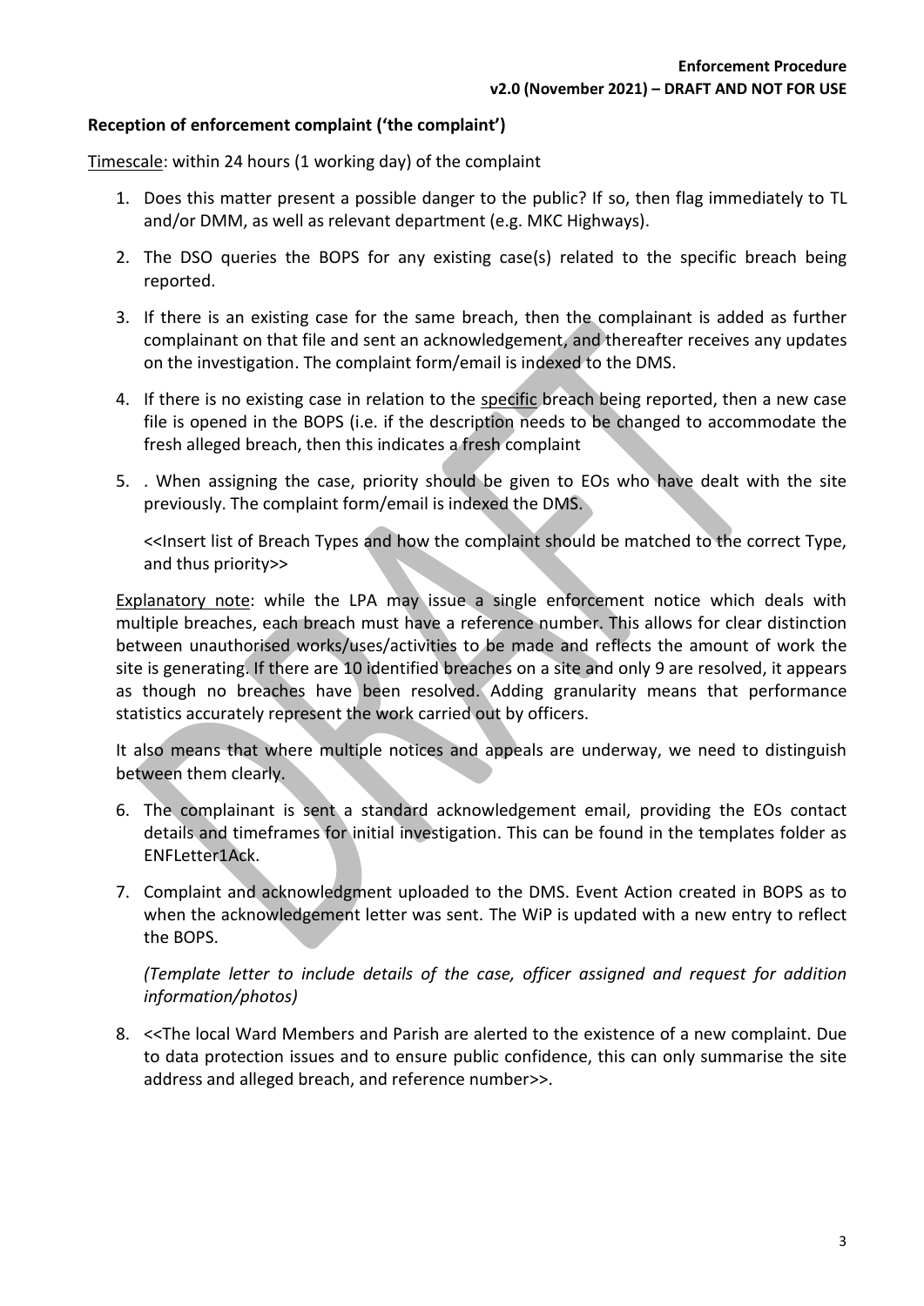**Reception of enforcement complaint ('the complaint')**

Timescale: within 24 hours (1 working day) of the complaint

1. Does this matter present a possible danger to the public? If so, then flag immediately to TL and/or DMM, as well as relevant department (e.g. MKC Highways).
2. The DSO queries the BOPS for any existing case(s) related to the specific breach being reported.
3. If there is an existing case for the same breach, then the complainant is added as further complainant on that file and sent an acknowledgement, and thereafter receives any updates on the investigation. The complaint form/email is indexed to the DMS.
4. If there is no existing case in relation to the specific breach being reported, then a new case file is opened in the BOPS (i.e. if the description needs to be changed to accommodate the fresh alleged breach, then this indicates a fresh complaint
5. . When assigning the case, priority should be given to EOs who have dealt with the site previously. The complaint form/email is indexed the DMS.

   <<Insert list of Breach Types and how the complaint should be matched to the correct Type, and thus priority>>

Explanatory note: while the LPA may issue a single enforcement notice which deals with multiple breaches, each breach must have a reference number. This allows for clear distinction between unauthorised works/uses/activities to be made and reflects the amount of work the site is generating. If there are 10 identified breaches on a site and only 9 are resolved, it appears as though no breaches have been resolved. Adding granularity means that performance statistics accurately represent the work carried out by officers.

It also means that where multiple notices and appeals are underway, we need to distinguish between them clearly.

6. The complainant is sent a standard acknowledgement email, providing the EOs contact details and timeframes for initial investigation. This can be found in the templates folder as ENFLetter1Ack.
7. Complaint and acknowledgment uploaded to the DMS. Event Action created in BOPS as to when the acknowledgement letter was sent. The WiP is updated with a new entry to reflect the BOPS.

   *(Template letter to include details of the case, officer assigned and request for addition information/photos)*

8. <<The local Ward Members and Parish are alerted to the existence of a new complaint. Due to data protection issues and to ensure public confidence, this can only summarise the site address and alleged breach, and reference number>>.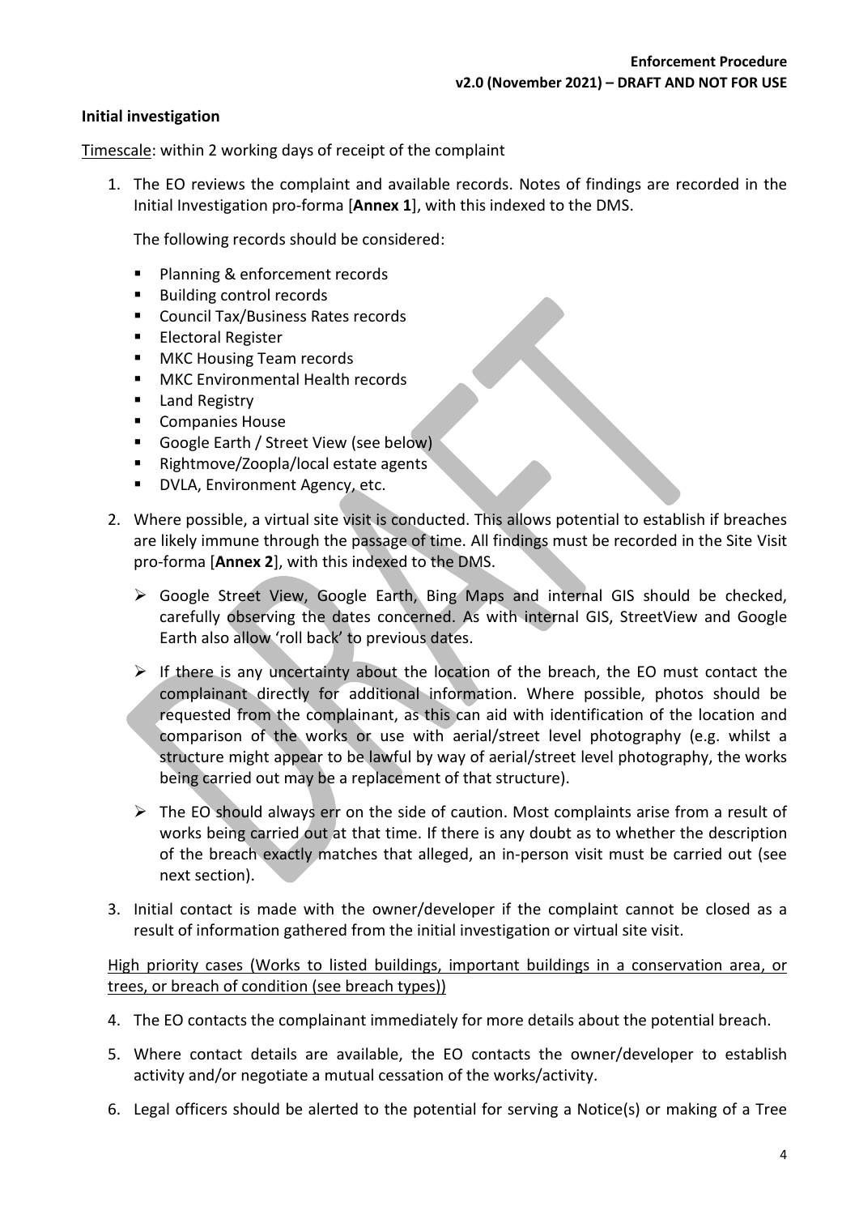**Initial investigation**

Timescale: within 2 working days of receipt of the complaint

1. The EO reviews the complaint and available records. Notes of findings are recorded in the Initial Investigation pro-forma [**Annex 1**], with this indexed to the DMS.

   The following records should be considered:

   - Planning & enforcement records
   - Building control records
   - Council Tax/Business Rates records
   - Electoral Register
   - MKC Housing Team records
   - MKC Environmental Health records
   - Land Registry
   - Companies House
   - Google Earth / Street View (see below)
   - Rightmove/Zoopla/local estate agents
   - DVLA, Environment Agency, etc.

2. Where possible, a virtual site visit is conducted. This allows potential to establish if breaches are likely immune through the passage of time. All findings must be recorded in the Site Visit pro-forma [**Annex 2**], with this indexed to the DMS.

   - Google Street View, Google Earth, Bing Maps and internal GIS should be checked, carefully observing the dates concerned. As with internal GIS, StreetView and Google Earth also allow 'roll back' to previous dates.
   - If there is any uncertainty about the location of the breach, the EO must contact the complainant directly for additional information. Where possible, photos should be requested from the complainant, as this can aid with identification of the location and comparison of the works or use with aerial/street level photography (e.g. whilst a structure might appear to be lawful by way of aerial/street level photography, the works being carried out may be a replacement of that structure).
   - The EO should always err on the side of caution. Most complaints arise from a result of works being carried out at that time. If there is any doubt as to whether the description of the breach exactly matches that alleged, an in-person visit must be carried out (see next section).

3. Initial contact is made with the owner/developer if the complaint cannot be closed as a result of information gathered from the initial investigation or virtual site visit.

High priority cases (Works to listed buildings, important buildings in a conservation area, or trees, or breach of condition (see breach types))

4. The EO contacts the complainant immediately for more details about the potential breach.

5. Where contact details are available, the EO contacts the owner/developer to establish activity and/or negotiate a mutual cessation of the works/activity.

6. Legal officers should be alerted to the potential for serving a Notice(s) or making of a Tree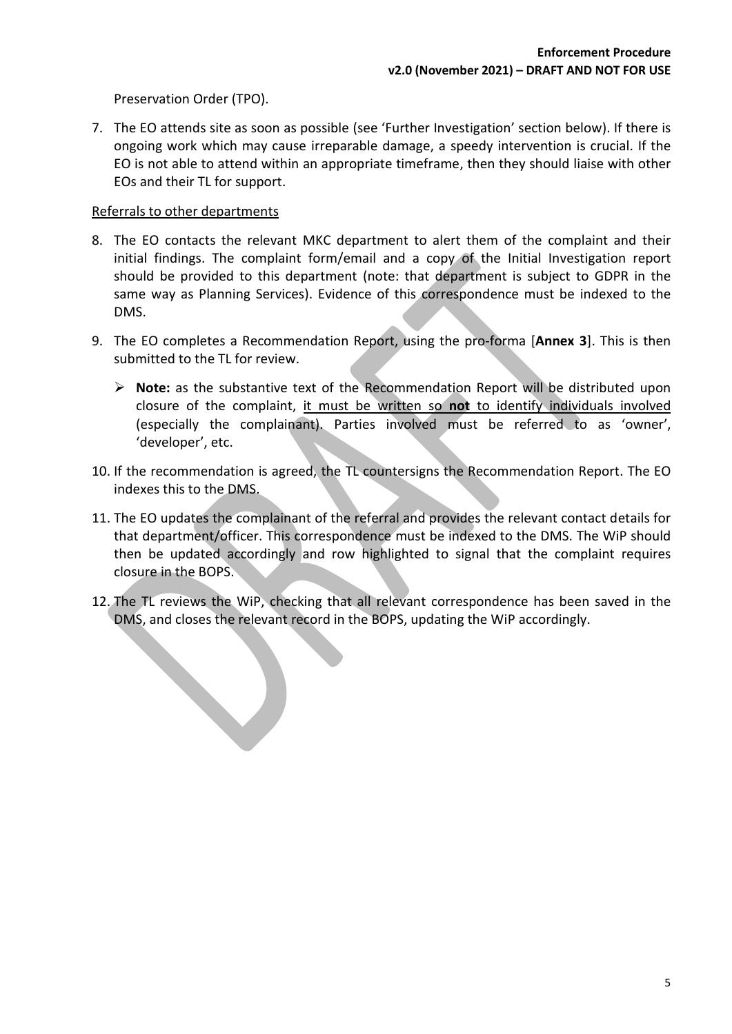Preservation Order (TPO).

7. The EO attends site as soon as possible (see 'Further Investigation' section below). If there is ongoing work which may cause irreparable damage, a speedy intervention is crucial. If the EO is not able to attend within an appropriate timeframe, then they should liaise with other EOs and their TL for support.

Referrals to other departments

8. The EO contacts the relevant MKC department to alert them of the complaint and their initial findings. The complaint form/email and a copy of the Initial Investigation report should be provided to this department (note: that department is subject to GDPR in the same way as Planning Services). Evidence of this correspondence must be indexed to the DMS.

9. The EO completes a Recommendation Report, using the pro-forma [**Annex 3**]. This is then submitted to the TL for review.

   - **Note:** as the substantive text of the Recommendation Report will be distributed upon closure of the complaint, it must be written so **not** to identify individuals involved (especially the complainant). Parties involved must be referred to as 'owner', 'developer', etc.

10. If the recommendation is agreed, the TL countersigns the Recommendation Report. The EO indexes this to the DMS.

11. The EO updates the complainant of the referral and provides the relevant contact details for that department/officer. This correspondence must be indexed to the DMS. The WiP should then be updated accordingly and row highlighted to signal that the complaint requires closure in the BOPS.

12. The TL reviews the WiP, checking that all relevant correspondence has been saved in the DMS, and closes the relevant record in the BOPS, updating the WiP accordingly.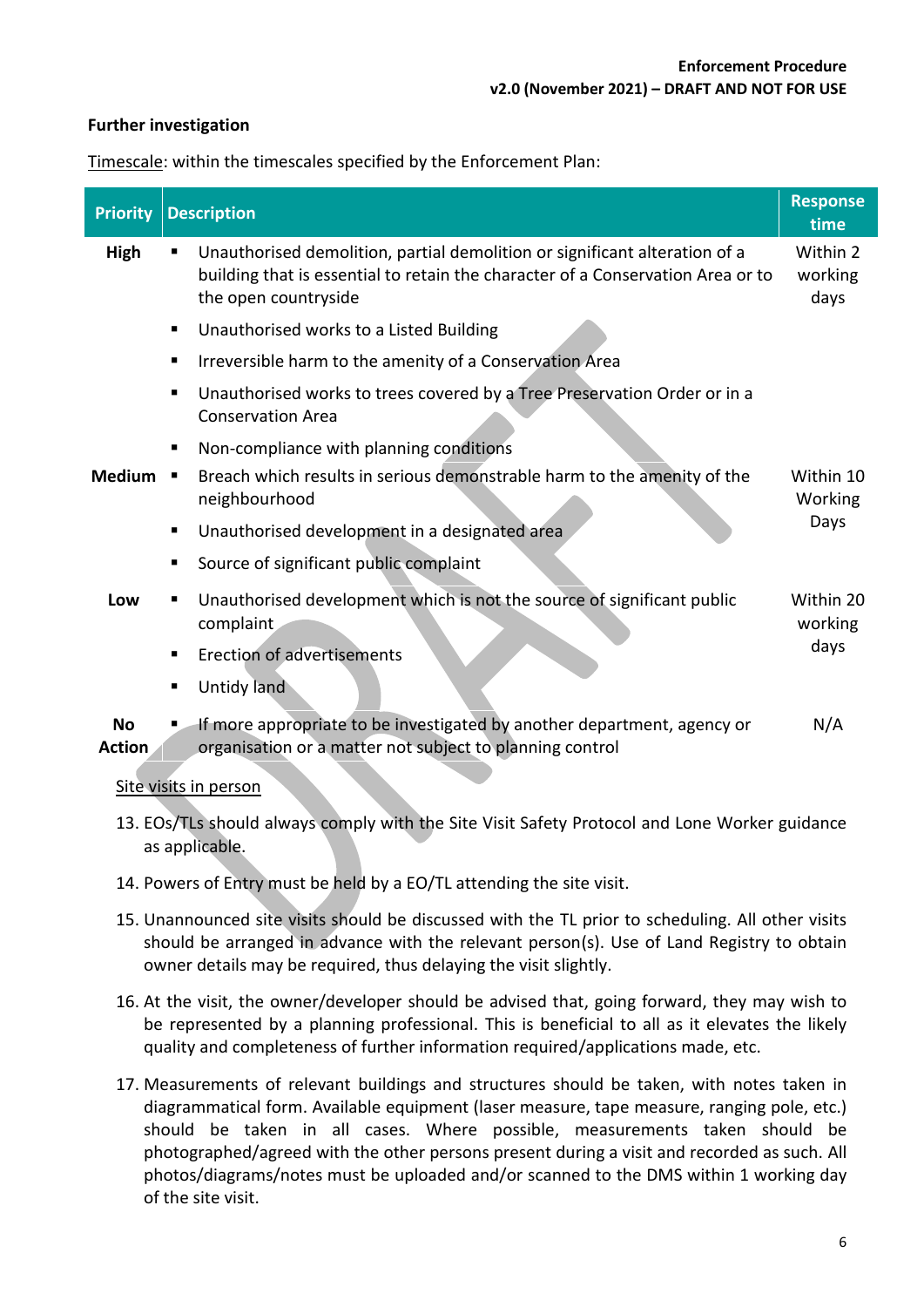**Further investigation**

Timescale: within the timescales specified by the Enforcement Plan:

| Priority | Description | Response time |
|---|---|---|
| High | ▪ Unauthorised demolition, partial demolition or significant alteration of a building that is essential to retain the character of a Conservation Area or to the open countryside<br>▪ Unauthorised works to a Listed Building<br>▪ Irreversible harm to the amenity of a Conservation Area<br>▪ Unauthorised works to trees covered by a Tree Preservation Order or in a Conservation Area<br>▪ Non-compliance with planning conditions | Within 2 working days |
| Medium | ▪ Breach which results in serious demonstrable harm to the amenity of the neighbourhood<br>▪ Unauthorised development in a designated area<br>▪ Source of significant public complaint | Within 10 Working Days |
| Low | ▪ Unauthorised development which is not the source of significant public complaint<br>▪ Erection of advertisements<br>▪ Untidy land | Within 20 working days |
| No Action | ▪ If more appropriate to be investigated by another department, agency or organisation or a matter not subject to planning control | N/A |

Site visits in person

13. EOs/TLs should always comply with the Site Visit Safety Protocol and Lone Worker guidance as applicable.
14. Powers of Entry must be held by a EO/TL attending the site visit.
15. Unannounced site visits should be discussed with the TL prior to scheduling. All other visits should be arranged in advance with the relevant person(s). Use of Land Registry to obtain owner details may be required, thus delaying the visit slightly.
16. At the visit, the owner/developer should be advised that, going forward, they may wish to be represented by a planning professional. This is beneficial to all as it elevates the likely quality and completeness of further information required/applications made, etc.
17. Measurements of relevant buildings and structures should be taken, with notes taken in diagrammatical form. Available equipment (laser measure, tape measure, ranging pole, etc.) should be taken in all cases. Where possible, measurements taken should be photographed/agreed with the other persons present during a visit and recorded as such. All photos/diagrams/notes must be uploaded and/or scanned to the DMS within 1 working day of the site visit.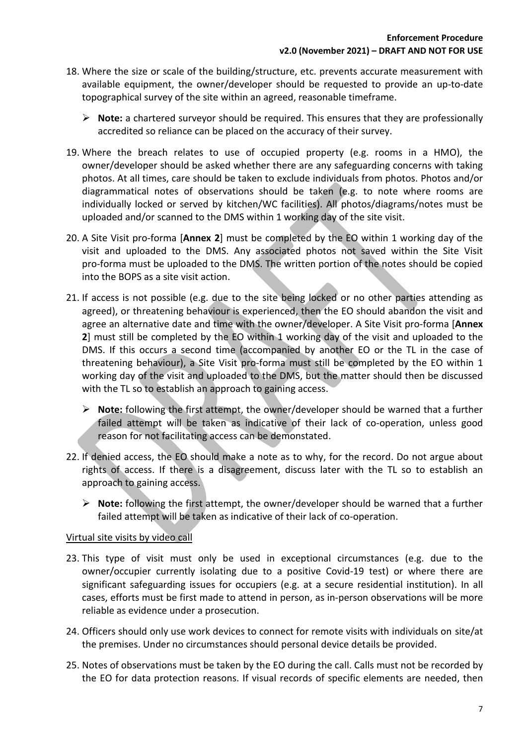18. Where the size or scale of the building/structure, etc. prevents accurate measurement with available equipment, the owner/developer should be requested to provide an up-to-date topographical survey of the site within an agreed, reasonable timeframe.

    - **Note:** a chartered surveyor should be required. This ensures that they are professionally accredited so reliance can be placed on the accuracy of their survey.

19. Where the breach relates to use of occupied property (e.g. rooms in a HMO), the owner/developer should be asked whether there are any safeguarding concerns with taking photos. At all times, care should be taken to exclude individuals from photos. Photos and/or diagrammatical notes of observations should be taken (e.g. to note where rooms are individually locked or served by kitchen/WC facilities). All photos/diagrams/notes must be uploaded and/or scanned to the DMS within 1 working day of the site visit.

20. A Site Visit pro-forma [**Annex 2**] must be completed by the EO within 1 working day of the visit and uploaded to the DMS. Any associated photos not saved within the Site Visit pro-forma must be uploaded to the DMS. The written portion of the notes should be copied into the BOPS as a site visit action.

21. If access is not possible (e.g. due to the site being locked or no other parties attending as agreed), or threatening behaviour is experienced, then the EO should abandon the visit and agree an alternative date and time with the owner/developer. A Site Visit pro-forma [**Annex 2**] must still be completed by the EO within 1 working day of the visit and uploaded to the DMS. If this occurs a second time (accompanied by another EO or the TL in the case of threatening behaviour), a Site Visit pro-forma must still be completed by the EO within 1 working day of the visit and uploaded to the DMS, but the matter should then be discussed with the TL so to establish an approach to gaining access.

    - **Note:** following the first attempt, the owner/developer should be warned that a further failed attempt will be taken as indicative of their lack of co-operation, unless good reason for not facilitating access can be demonstated.

22. If denied access, the EO should make a note as to why, for the record. Do not argue about rights of access. If there is a disagreement, discuss later with the TL so to establish an approach to gaining access.

    - **Note:** following the first attempt, the owner/developer should be warned that a further failed attempt will be taken as indicative of their lack of co-operation.

<u>Virtual site visits by video call</u>

23. This type of visit must only be used in exceptional circumstances (e.g. due to the owner/occupier currently isolating due to a positive Covid-19 test) or where there are significant safeguarding issues for occupiers (e.g. at a secure residential institution). In all cases, efforts must be first made to attend in person, as in-person observations will be more reliable as evidence under a prosecution.

24. Officers should only use work devices to connect for remote visits with individuals on site/at the premises. Under no circumstances should personal device details be provided.

25. Notes of observations must be taken by the EO during the call. Calls must not be recorded by the EO for data protection reasons. If visual records of specific elements are needed, then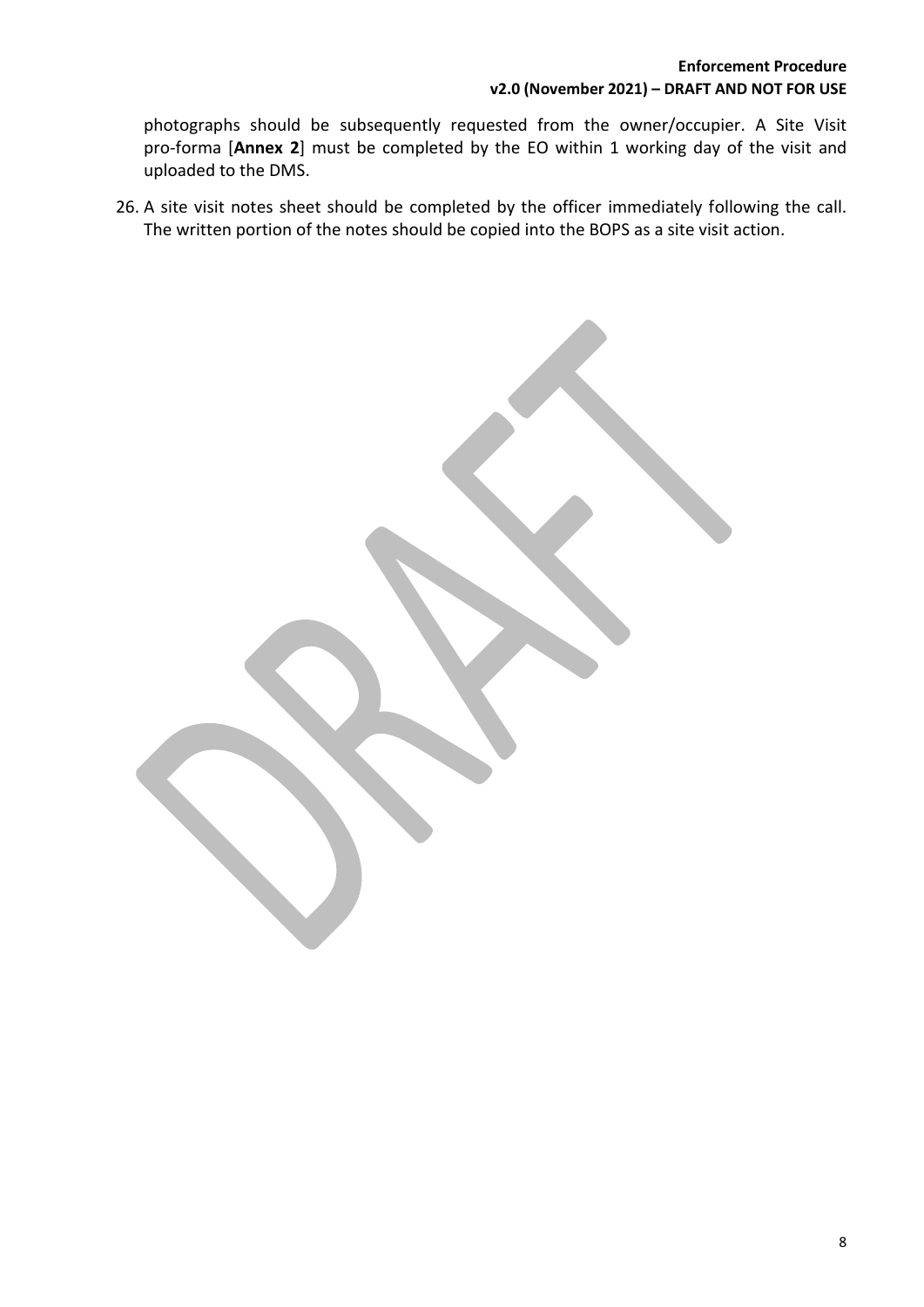photographs should be subsequently requested from the owner/occupier. A Site Visit pro-forma [**Annex 2**] must be completed by the EO within 1 working day of the visit and uploaded to the DMS.

26. A site visit notes sheet should be completed by the officer immediately following the call. The written portion of the notes should be copied into the BOPS as a site visit action.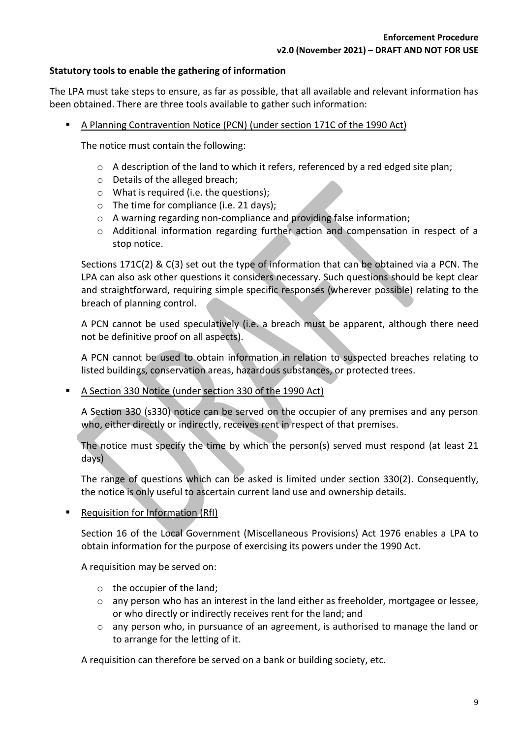## Statutory tools to enable the gathering of information

The LPA must take steps to ensure, as far as possible, that all available and relevant information has been obtained. There are three tools available to gather such information:

- A Planning Contravention Notice (PCN) (under section 171C of the 1990 Act)

  The notice must contain the following:

  - A description of the land to which it refers, referenced by a red edged site plan;
  - Details of the alleged breach;
  - What is required (i.e. the questions);
  - The time for compliance (i.e. 21 days);
  - A warning regarding non-compliance and providing false information;
  - Additional information regarding further action and compensation in respect of a stop notice.

  Sections 171C(2) & C(3) set out the type of information that can be obtained via a PCN. The LPA can also ask other questions it considers necessary. Such questions should be kept clear and straightforward, requiring simple specific responses (wherever possible) relating to the breach of planning control.

  A PCN cannot be used speculatively (i.e. a breach must be apparent, although there need not be definitive proof on all aspects).

  A PCN cannot be used to obtain information in relation to suspected breaches relating to listed buildings, conservation areas, hazardous substances, or protected trees.

- A Section 330 Notice (under section 330 of the 1990 Act)

  A Section 330 (s330) notice can be served on the occupier of any premises and any person who, either directly or indirectly, receives rent in respect of that premises.

  The notice must specify the time by which the person(s) served must respond (at least 21 days)

  The range of questions which can be asked is limited under section 330(2). Consequently, the notice is only useful to ascertain current land use and ownership details.

- Requisition for Information (RfI)

  Section 16 of the Local Government (Miscellaneous Provisions) Act 1976 enables a LPA to obtain information for the purpose of exercising its powers under the 1990 Act.

  A requisition may be served on:

  - the occupier of the land;
  - any person who has an interest in the land either as freeholder, mortgagee or lessee, or who directly or indirectly receives rent for the land; and
  - any person who, in pursuance of an agreement, is authorised to manage the land or to arrange for the letting of it.

  A requisition can therefore be served on a bank or building society, etc.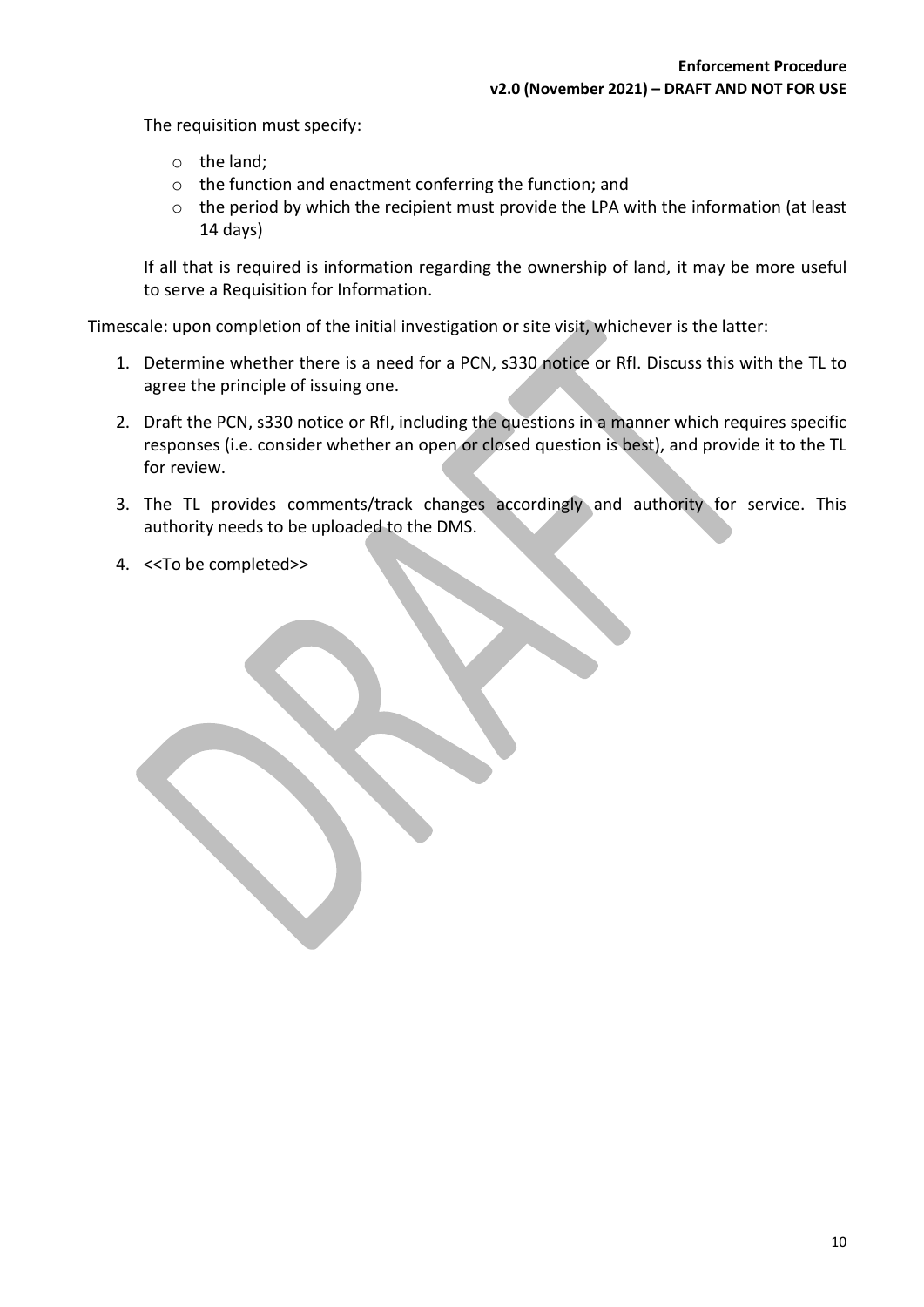The requisition must specify:

- the land;
- the function and enactment conferring the function; and
- the period by which the recipient must provide the LPA with the information (at least 14 days)

If all that is required is information regarding the ownership of land, it may be more useful to serve a Requisition for Information.

Timescale: upon completion of the initial investigation or site visit, whichever is the latter:

1. Determine whether there is a need for a PCN, s330 notice or RfI. Discuss this with the TL to agree the principle of issuing one.
2. Draft the PCN, s330 notice or RfI, including the questions in a manner which requires specific responses (i.e. consider whether an open or closed question is best), and provide it to the TL for review.
3. The TL provides comments/track changes accordingly and authority for service. This authority needs to be uploaded to the DMS.
4. <<To be completed>>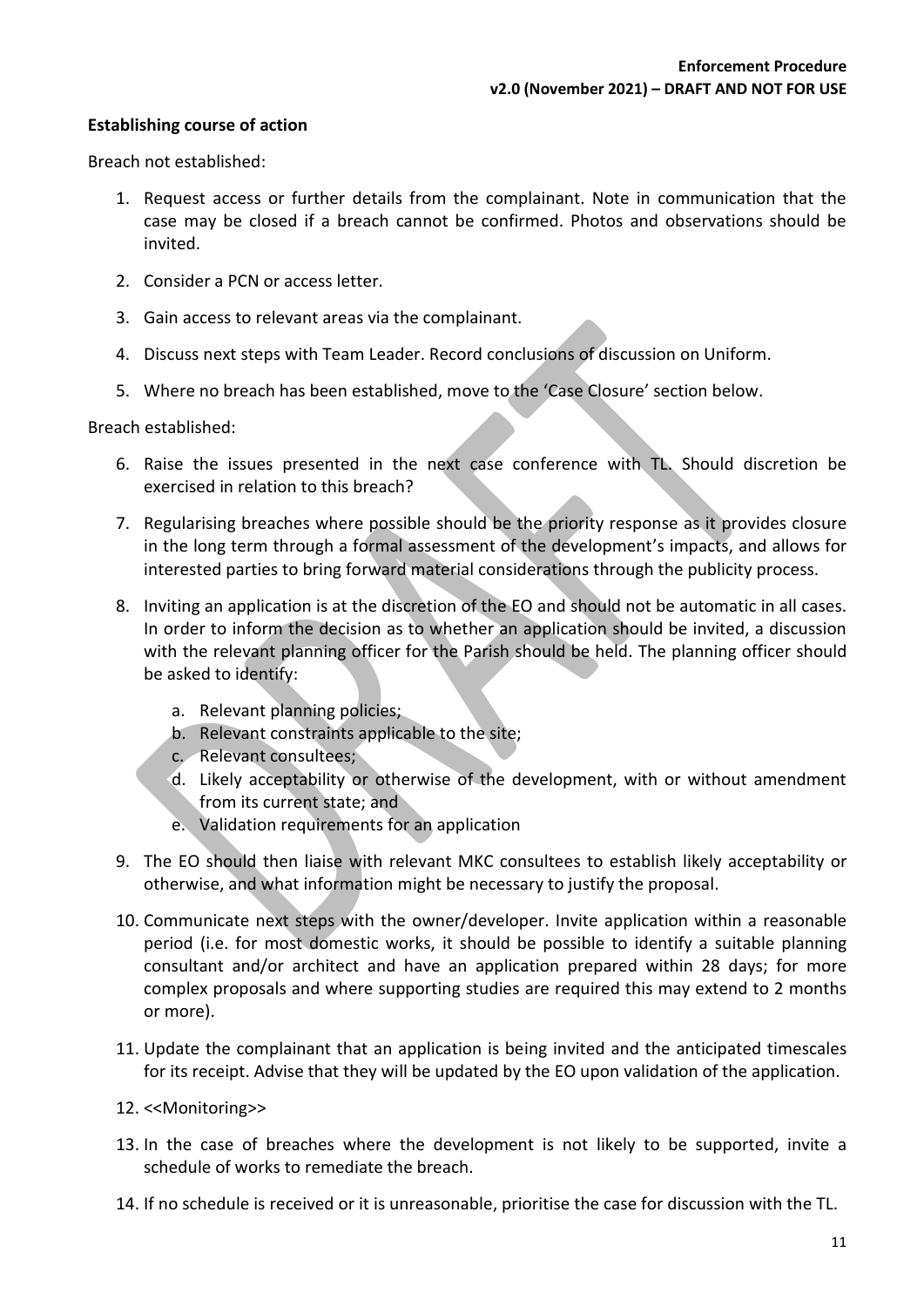### Establishing course of action

Breach not established:

1. Request access or further details from the complainant. Note in communication that the case may be closed if a breach cannot be confirmed. Photos and observations should be invited.
2. Consider a PCN or access letter.
3. Gain access to relevant areas via the complainant.
4. Discuss next steps with Team Leader. Record conclusions of discussion on Uniform.
5. Where no breach has been established, move to the 'Case Closure' section below.

Breach established:

6. Raise the issues presented in the next case conference with TL. Should discretion be exercised in relation to this breach?
7. Regularising breaches where possible should be the priority response as it provides closure in the long term through a formal assessment of the development's impacts, and allows for interested parties to bring forward material considerations through the publicity process.
8. Inviting an application is at the discretion of the EO and should not be automatic in all cases. In order to inform the decision as to whether an application should be invited, a discussion with the relevant planning officer for the Parish should be held. The planning officer should be asked to identify:
    a. Relevant planning policies;
    b. Relevant constraints applicable to the site;
    c. Relevant consultees;
    d. Likely acceptability or otherwise of the development, with or without amendment from its current state; and
    e. Validation requirements for an application
9. The EO should then liaise with relevant MKC consultees to establish likely acceptability or otherwise, and what information might be necessary to justify the proposal.
10. Communicate next steps with the owner/developer. Invite application within a reasonable period (i.e. for most domestic works, it should be possible to identify a suitable planning consultant and/or architect and have an application prepared within 28 days; for more complex proposals and where supporting studies are required this may extend to 2 months or more).
11. Update the complainant that an application is being invited and the anticipated timescales for its receipt. Advise that they will be updated by the EO upon validation of the application.
12. <<Monitoring>>
13. In the case of breaches where the development is not likely to be supported, invite a schedule of works to remediate the breach.
14. If no schedule is received or it is unreasonable, prioritise the case for discussion with the TL.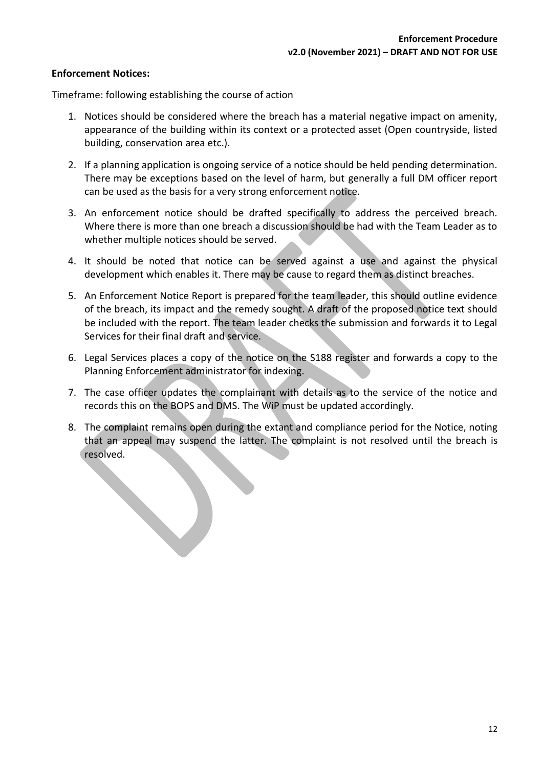**Enforcement Notices:**

Timeframe: following establishing the course of action

1. Notices should be considered where the breach has a material negative impact on amenity, appearance of the building within its context or a protected asset (Open countryside, listed building, conservation area etc.).
2. If a planning application is ongoing service of a notice should be held pending determination. There may be exceptions based on the level of harm, but generally a full DM officer report can be used as the basis for a very strong enforcement notice.
3. An enforcement notice should be drafted specifically to address the perceived breach. Where there is more than one breach a discussion should be had with the Team Leader as to whether multiple notices should be served.
4. It should be noted that notice can be served against a use and against the physical development which enables it. There may be cause to regard them as distinct breaches.
5. An Enforcement Notice Report is prepared for the team leader, this should outline evidence of the breach, its impact and the remedy sought. A draft of the proposed notice text should be included with the report. The team leader checks the submission and forwards it to Legal Services for their final draft and service.
6. Legal Services places a copy of the notice on the S188 register and forwards a copy to the Planning Enforcement administrator for indexing.
7. The case officer updates the complainant with details as to the service of the notice and records this on the BOPS and DMS. The WiP must be updated accordingly.
8. The complaint remains open during the extant and compliance period for the Notice, noting that an appeal may suspend the latter. The complaint is not resolved until the breach is resolved.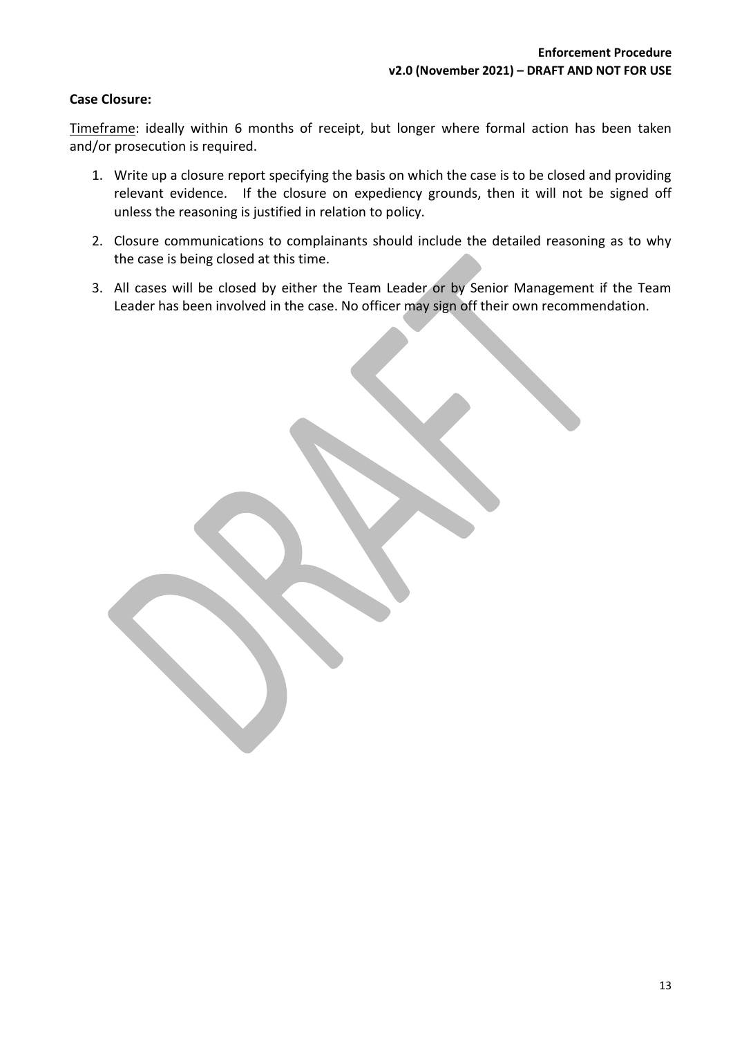**Case Closure:**

Timeframe: ideally within 6 months of receipt, but longer where formal action has been taken and/or prosecution is required.

1. Write up a closure report specifying the basis on which the case is to be closed and providing relevant evidence. If the closure on expediency grounds, then it will not be signed off unless the reasoning is justified in relation to policy.
2. Closure communications to complainants should include the detailed reasoning as to why the case is being closed at this time.
3. All cases will be closed by either the Team Leader or by Senior Management if the Team Leader has been involved in the case. No officer may sign off their own recommendation.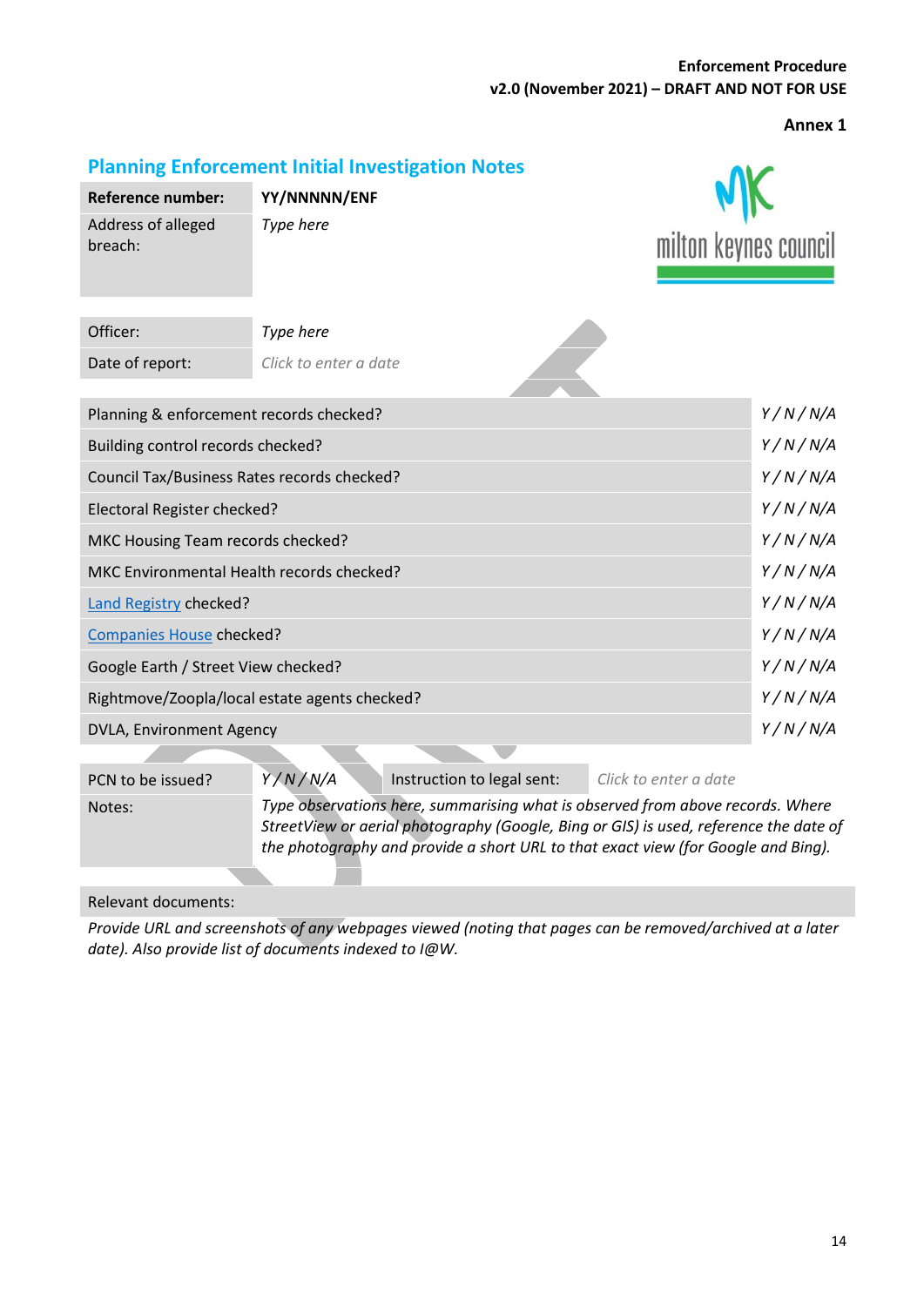**Annex 1**

## Planning Enforcement Initial Investigation Notes

| | |
|---|---|
| **Reference number:** | **YY/NNNNN/ENF** |
| Address of alleged breach: | *Type here* |

| | |
|---|---|
| Officer: | *Type here* |
| Date of report: | *Click to enter a date* |

| | |
|---|---|
| Planning & enforcement records checked? | *Y / N / N/A* |
| Building control records checked? | *Y / N / N/A* |
| Council Tax/Business Rates records checked? | *Y / N / N/A* |
| Electoral Register checked? | *Y / N / N/A* |
| MKC Housing Team records checked? | *Y / N / N/A* |
| MKC Environmental Health records checked? | *Y / N / N/A* |
| Land Registry checked? | *Y / N / N/A* |
| Companies House checked? | *Y / N / N/A* |
| Google Earth / Street View checked? | *Y / N / N/A* |
| Rightmove/Zoopla/local estate agents checked? | *Y / N / N/A* |
| DVLA, Environment Agency | *Y / N / N/A* |

| | | | |
|---|---|---|---|
| PCN to be issued? | *Y / N / N/A* | Instruction to legal sent: | *Click to enter a date* |
| Notes: | *Type observations here, summarising what is observed from above records. Where StreetView or aerial photography (Google, Bing or GIS) is used, reference the date of the photography and provide a short URL to that exact view (for Google and Bing).* | | |

Relevant documents:

*Provide URL and screenshots of any webpages viewed (noting that pages can be removed/archived at a later date). Also provide list of documents indexed to I@W.*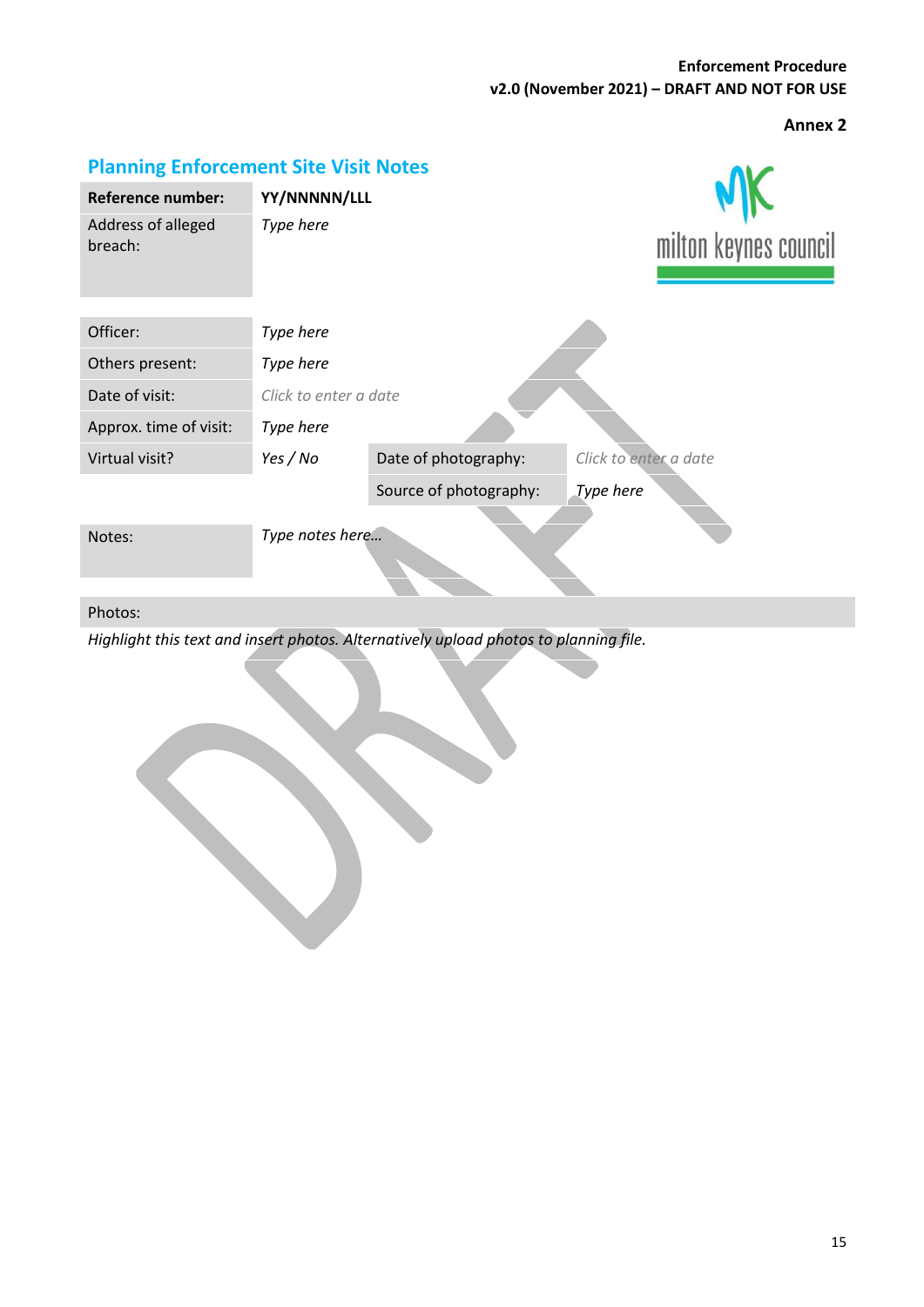Annex 2

## Planning Enforcement Site Visit Notes

| | |
|---|---|
| **Reference number:** | **YY/NNNNN/LLL** |
| Address of alleged breach: | *Type here* |

| | | | |
|---|---|---|---|
| Officer: | *Type here* | | |
| Others present: | *Type here* | | |
| Date of visit: | *Click to enter a date* | | |
| Approx. time of visit: | *Type here* | | |
| Virtual visit? | *Yes / No* | Date of photography: | *Click to enter a date* |
| | | Source of photography: | *Type here* |

| | |
|---|---|
| Notes: | *Type notes here…* |

Photos:

*Highlight this text and insert photos. Alternatively upload photos to planning file.*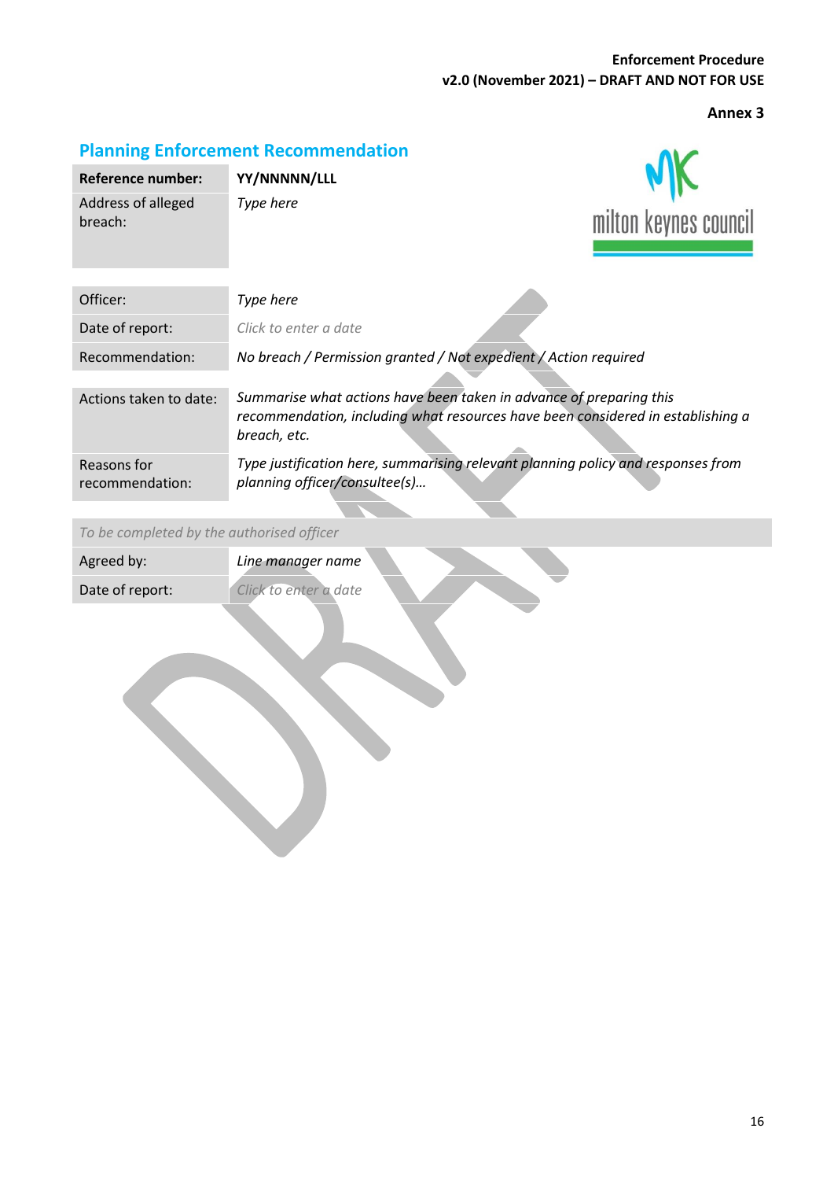**Annex 3**

## Planning Enforcement Recommendation

| | |
|---|---|
| **Reference number:** | **YY/NNNNN/LLL** |
| Address of alleged breach: | *Type here* |

milton keynes council

| | |
|---|---|
| Officer: | *Type here* |
| Date of report: | *Click to enter a date* |
| Recommendation: | *No breach / Permission granted / Not expedient / Action required* |
| Actions taken to date: | *Summarise what actions have been taken in advance of preparing this recommendation, including what resources have been considered in establishing a breach, etc.* |
| Reasons for recommendation: | *Type justification here, summarising relevant planning policy and responses from planning officer/consultee(s)…* |

| *To be completed by the authorised officer* | |
|---|---|
| Agreed by: | *Line manager name* |
| Date of report: | *Click to enter a date* |

DRAFT